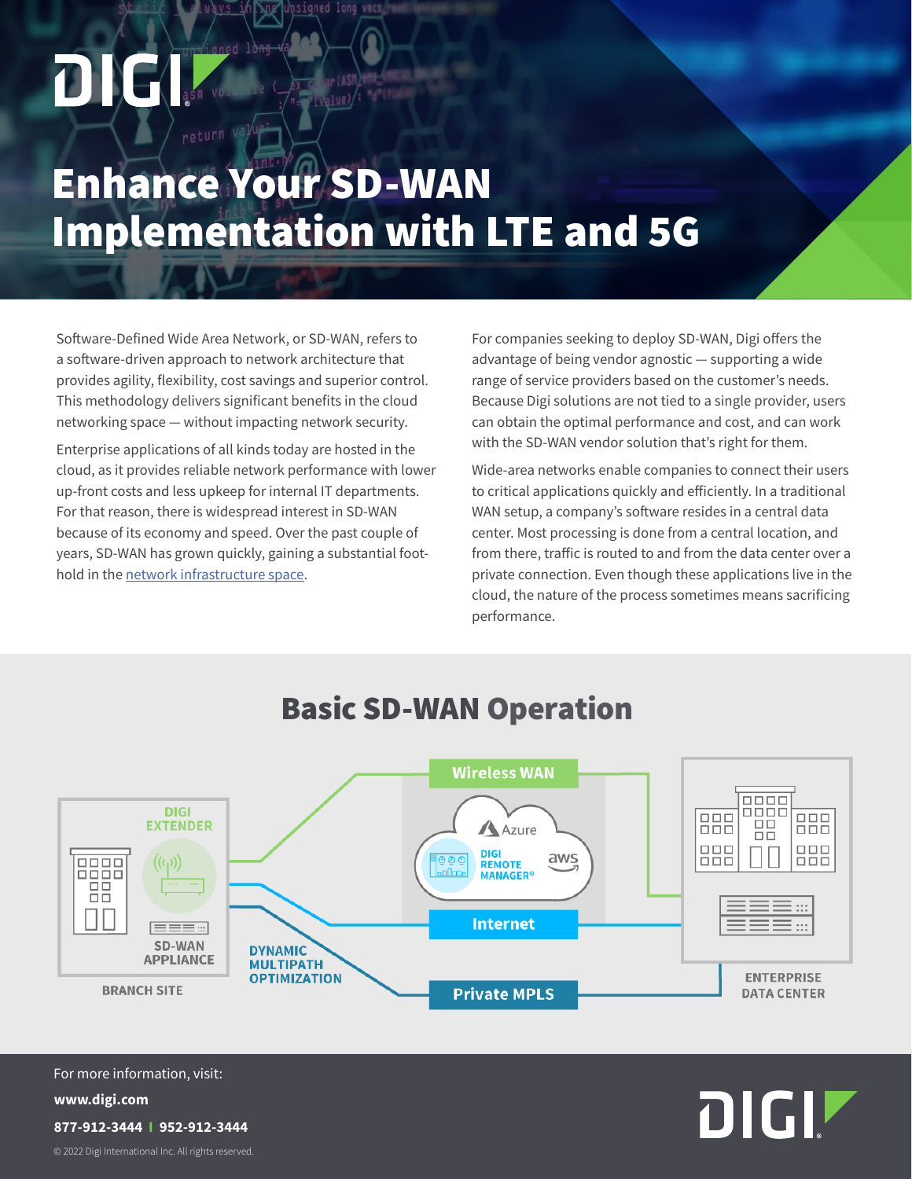# Enhance Your SD-WAN Implementation with LTE and 5G

Software-Defined Wide Area Network, or SD-WAN, refers to a software-driven approach to network architecture that provides agility, flexibility, cost savings and superior control. This methodology delivers significant benefits in the cloud networking space — without impacting network security.

Enterprise applications of all kinds today are hosted in the cloud, as it provides reliable network performance with lower up-front costs and less upkeep for internal IT departments. For that reason, there is widespread interest in SD-WAN because of its economy and speed. Over the past couple of years, SD-WAN has grown quickly, gaining a substantial foot-hold in the network infrastructure space.

For companies seeking to deploy SD-WAN, Digi offers the advantage of being vendor agnostic — supporting a wide range of service providers based on the customer's needs. Because Digi solutions are not tied to a single provider, users can obtain the optimal performance and cost, and can work with the SD-WAN vendor solution that's right for them.

Wide-area networks enable companies to connect their users to critical applications quickly and efficiently. In a traditional WAN setup, a company's software resides in a central data center. Most processing is done from a central location, and from there, traffic is routed to and from the data center over a private connection. Even though these applications live in the cloud, the nature of the process sometimes means sacrificing performance.

## Basic SD-WAN Operation

DIGI EXTENDER

SD-WAN APPLIANCE

BRANCH SITE

DYNAMIC MULTIPATH OPTIMIZATION

Wireless WAN

Azure

DIGI REMOTE MANAGER®

aws

Internet

Private MPLS

ENTERPRISE DATA CENTER

For more information, visit:

**www.digi.com**

**877-912-3444 | 952-912-3444**

© 2022 Digi International Inc. All rights reserved.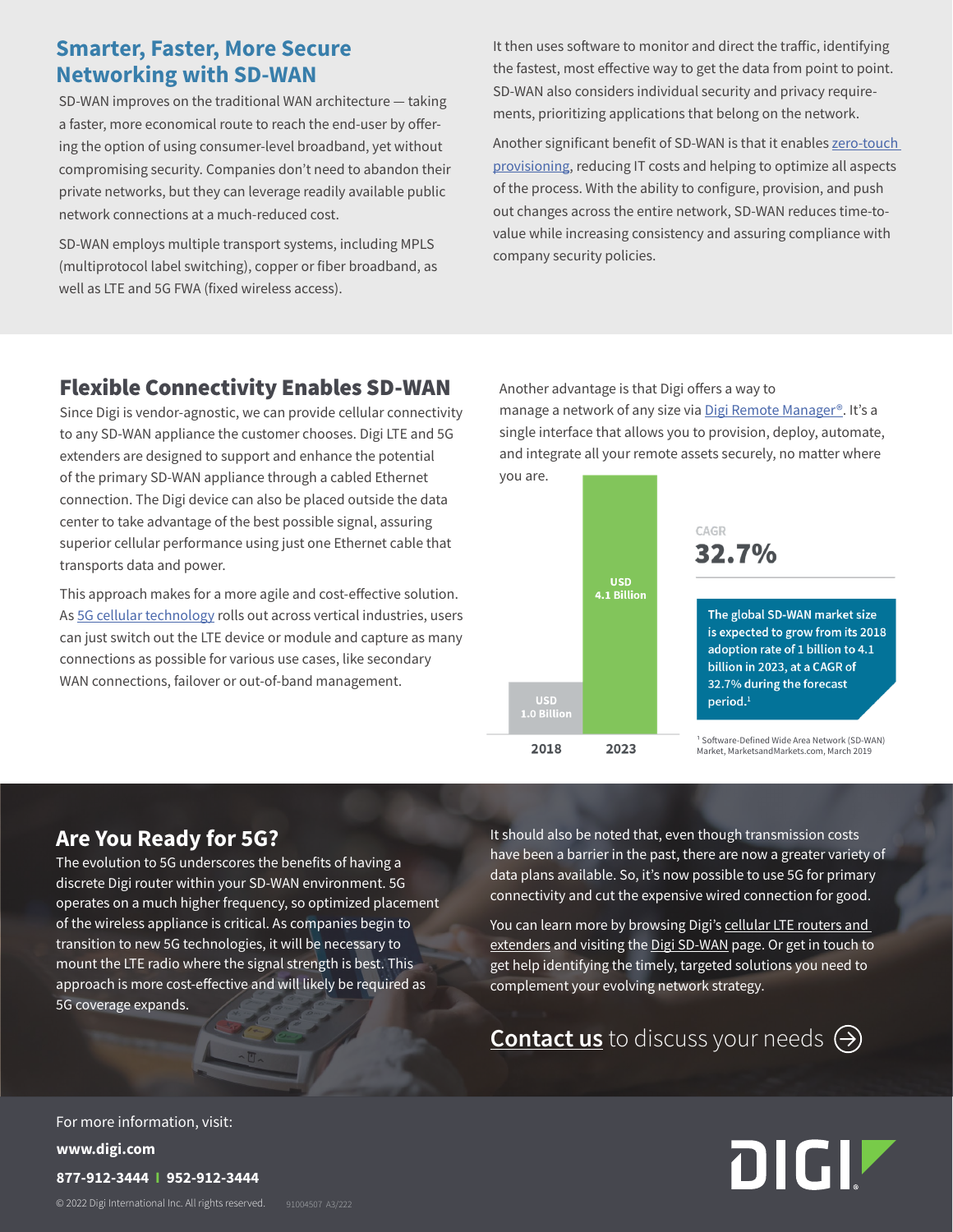## Smarter, Faster, More Secure Networking with SD-WAN

SD-WAN improves on the traditional WAN architecture — taking a faster, more economical route to reach the end-user by offering the option of using consumer-level broadband, yet without compromising security. Companies don't need to abandon their private networks, but they can leverage readily available public network connections at a much-reduced cost.

SD-WAN employs multiple transport systems, including MPLS (multiprotocol label switching), copper or fiber broadband, as well as LTE and 5G FWA (fixed wireless access).

It then uses software to monitor and direct the traffic, identifying the fastest, most effective way to get the data from point to point. SD-WAN also considers individual security and privacy requirements, prioritizing applications that belong on the network.

Another significant benefit of SD-WAN is that it enables zero-touch provisioning, reducing IT costs and helping to optimize all aspects of the process. With the ability to configure, provision, and push out changes across the entire network, SD-WAN reduces time-to-value while increasing consistency and assuring compliance with company security policies.

## Flexible Connectivity Enables SD-WAN

Since Digi is vendor-agnostic, we can provide cellular connectivity to any SD-WAN appliance the customer chooses. Digi LTE and 5G extenders are designed to support and enhance the potential of the primary SD-WAN appliance through a cabled Ethernet connection. The Digi device can also be placed outside the data center to take advantage of the best possible signal, assuring superior cellular performance using just one Ethernet cable that transports data and power.

This approach makes for a more agile and cost-effective solution. As 5G cellular technology rolls out across vertical industries, users can just switch out the LTE device or module and capture as many connections as possible for various use cases, like secondary WAN connections, failover or out-of-band management.

Another advantage is that Digi offers a way to manage a network of any size via Digi Remote Manager®. It's a single interface that allows you to provision, deploy, automate, and integrate all your remote assets securely, no matter where you are.

USD 1.0 Billion
2018
USD 4.1 Billion
2023

CAGR
**32.7%**

**The global SD-WAN market size is expected to grow from its 2018 adoption rate of 1 billion to 4.1 billion in 2023, at a CAGR of 32.7% during the forecast period.[1]**

[1] Software-Defined Wide Area Network (SD-WAN) Market, MarketsandMarkets.com, March 2019

## Are You Ready for 5G?

The evolution to 5G underscores the benefits of having a discrete Digi router within your SD-WAN environment. 5G operates on a much higher frequency, so optimized placement of the wireless appliance is critical. As companies begin to transition to new 5G technologies, it will be necessary to mount the LTE radio where the signal strength is best. This approach is more cost-effective and will likely be required as 5G coverage expands.

It should also be noted that, even though transmission costs have been a barrier in the past, there are now a greater variety of data plans available. So, it's now possible to use 5G for primary connectivity and cut the expensive wired connection for good.

You can learn more by browsing Digi's cellular LTE routers and extenders and visiting the Digi SD-WAN page. Or get in touch to get help identifying the timely, targeted solutions you need to complement your evolving network strategy.

**Contact us** to discuss your needs

For more information, visit:

**www.digi.com**

**877-912-3444 | 952-912-3444**

© 2022 Digi International Inc. All rights reserved. 91004507 A3/222